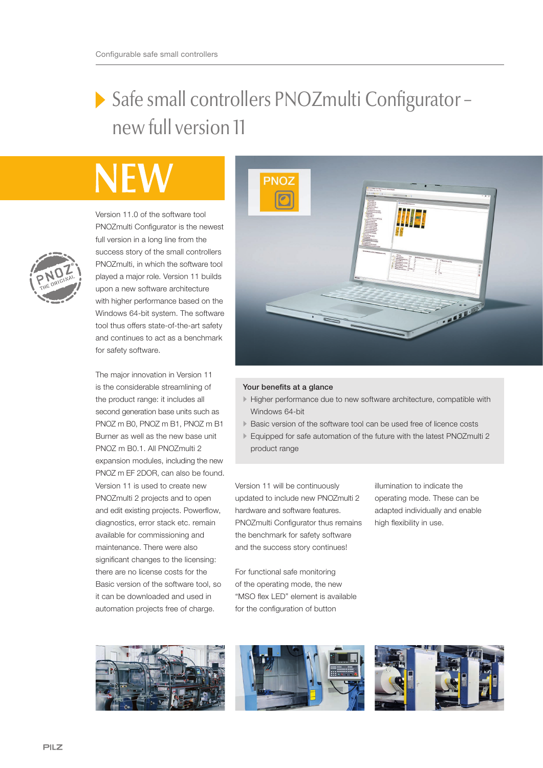# Safe small controllers PNOZmulti Configurator – new full version 11

## NEW

Version 11.0 of the software tool PNOZmulti Configurator is the newest full version in a long line from the success story of the small controllers PNOZmulti, in which the software tool played a major role. Version 11 builds upon a new software architecture with higher performance based on the Windows 64-bit system. The software tool thus offers state-of-the-art safety and continues to act as a benchmark for safety software.

The major innovation in Version 11 is the considerable streamlining of the product range: it includes all second generation base units such as PNOZ m B0, PNOZ m B1, PNOZ m B1 Burner as well as the new base unit PNOZ m B0.1. All PNOZmulti 2 expansion modules, including the new PNOZ m EF 2DOR, can also be found. Version 11 is used to create new PNOZmulti 2 projects and to open and edit existing projects. Powerflow, diagnostics, error stack etc. remain available for commissioning and maintenance. There were also significant changes to the licensing: there are no license costs for the Basic version of the software tool, so it can be downloaded and used in automation projects free of charge.

**Your benefits at a glance**

- Higher performance due to new software architecture, compatible with Windows 64-bit
- Basic version of the software tool can be used free of licence costs
- Equipped for safe automation of the future with the latest PNOZmulti 2 product range

Version 11 will be continuously updated to include new PNOZmulti 2 hardware and software features. PNOZmulti Configurator thus remains the benchmark for safety software and the success story continues!

For functional safe monitoring of the operating mode, the new "MSO flex LED" element is available for the configuration of button illumination to indicate the operating mode. These can be adapted individually and enable high flexibility in use.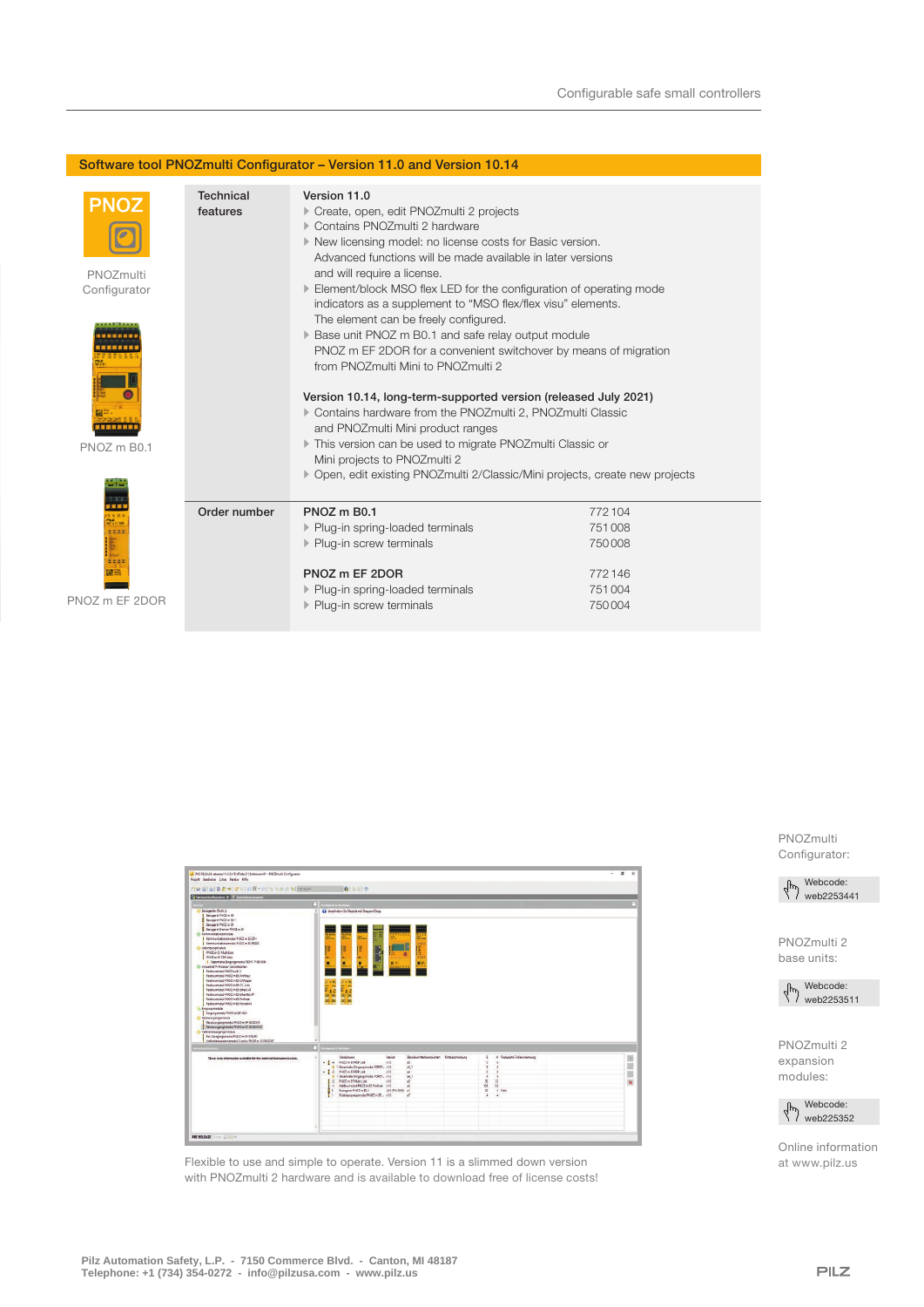## Software tool PNOZmulti Configurator – Version 11.0 and Version 10.14

PNOZmulti Configurator

PNOZ m B0.1

PNOZ m EF 2DOR

| | | |
|---|---|---|
| Technical features | **Version 11.0**<br>▸ Create, open, edit PNOZmulti 2 projects<br>▸ Contains PNOZmulti 2 hardware<br>▸ New licensing model: no license costs for Basic version. Advanced functions will be made available in later versions and will require a license.<br>▸ Element/block MSO flex LED for the configuration of operating mode indicators as a supplement to “MSO flex/flex visu” elements. The element can be freely configured.<br>▸ Base unit PNOZ m B0.1 and safe relay output module PNOZ m EF 2DOR for a convenient switchover by means of migration from PNOZmulti Mini to PNOZmulti 2<br><br>**Version 10.14, long-term-supported version (released July 2021)**<br>▸ Contains hardware from the PNOZmulti 2, PNOZmulti Classic and PNOZmulti Mini product ranges<br>▸ This version can be used to migrate PNOZmulti Classic or Mini projects to PNOZmulti 2<br>▸ Open, edit existing PNOZmulti 2/Classic/Mini projects, create new projects | |
| Order number | **PNOZ m B0.1** | 772 104 |
| | ▸ Plug-in spring-loaded terminals | 751 008 |
| | ▸ Plug-in screw terminals | 750 008 |
| | **PNOZ m EF 2DOR** | 772 146 |
| | ▸ Plug-in spring-loaded terminals | 751 004 |
| | ▸ Plug-in screw terminals | 750 004 |

Flexible to use and simple to operate. Version 11 is a slimmed down version with PNOZmulti 2 hardware and is available to download free of license costs!

PNOZmulti Configurator:

Webcode: web2253441

PNOZmulti 2 base units:

Webcode: web2253511

PNOZmulti 2 expansion modules:

Webcode: web225352

Online information at www.pilz.us

Pilz Automation Safety, L.P. - 7150 Commerce Blvd. - Canton, MI 48187
Telephone: +1 (734) 354-0272 - info@pilzusa.com - www.pilz.us